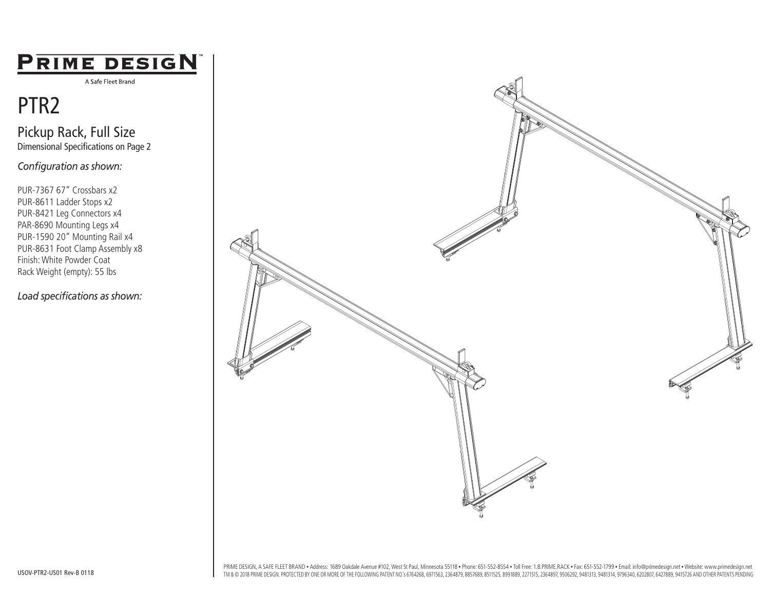# PRIME DESIGN™

A Safe Fleet Brand

# PTR2

## Pickup Rack, Full Size

Dimensional Specifications on Page 2

*Configuration as shown:*

PUR-7367 67" Crossbars x2
PUR-8611 Ladder Stops x2
PUR-8421 Leg Connectors x4
PAR-8690 Mounting Legs x4
PUR-1590 20" Mounting Rail x4
PUR-8631 Foot Clamp Assembly x8
Finish: White Powder Coat
Rack Weight (empty): 55 lbs

*Load specifications as shown:*

USOV-PTR2-US01 Rev-B 0118

PRIME DESIGN, A SAFE FLEET BRAND • Address: 1689 Oakdale Avenue #102, West St Paul, Minnesota 55118 • Phone: 651-552-8554 • Toll Free: 1.8.PRIME.RACK • Fax: 651-552-1799 • Email: info@primedesign.net • Website: www.primedesign.net
TM & © 2018 PRIME DESIGN. PROTECTED BY ONE OR MORE OF THE FOLLOWING PATENT NO.'s 6764268, 6971563, 2364879, 8857689, 8511525, 8991889, 2271515, 2364897, 9506292, 9481313, 9481314, 9796340, 6202807, 6427889, 9415726 AND OTHER PATENTS PENDING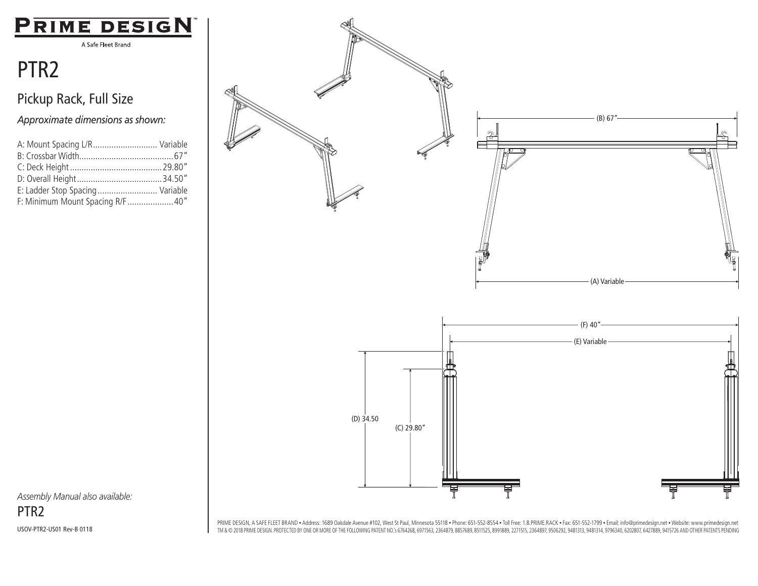# PRIME DESIGN

A Safe Fleet Brand

# PTR2

## Pickup Rack, Full Size

*Approximate dimensions as shown:*

A: Mount Spacing L/R............................ Variable
B: Crossbar Width.........................................67″
C: Deck Height........................................29.80″
D: Overall Height.....................................34.50″
E: Ladder Stop Spacing.......................... Variable
F: Minimum Mount Spacing R/F....................40″

(B) 67″

(A) Variable

(F) 40″

(E) Variable

(D) 34.50

(C) 29.80″

*Assembly Manual also available:*

PTR2

USOV-PTR2-US01 Rev-B 0118

PRIME DESIGN, A SAFE FLEET BRAND • Address: 1689 Oakdale Avenue #102, West St Paul, Minnesota 55118 • Phone: 651-552-8554 • Toll Free: 1.8.PRIME.RACK • Fax: 651-552-1799 • Email: info@primedesign.net • Website: www.primedesign.net
TM & © 2018 PRIME DESIGN. PROTECTED BY ONE OR MORE OF THE FOLLOWING PATENT NO.'s 6764268, 6971563, 2364879, 8857689, 8511525, 8991889, 2271515, 2364897, 9506292, 9481313, 9481314, 9796340, 6202807, 6427889, 9415726 AND OTHER PATENTS PENDING